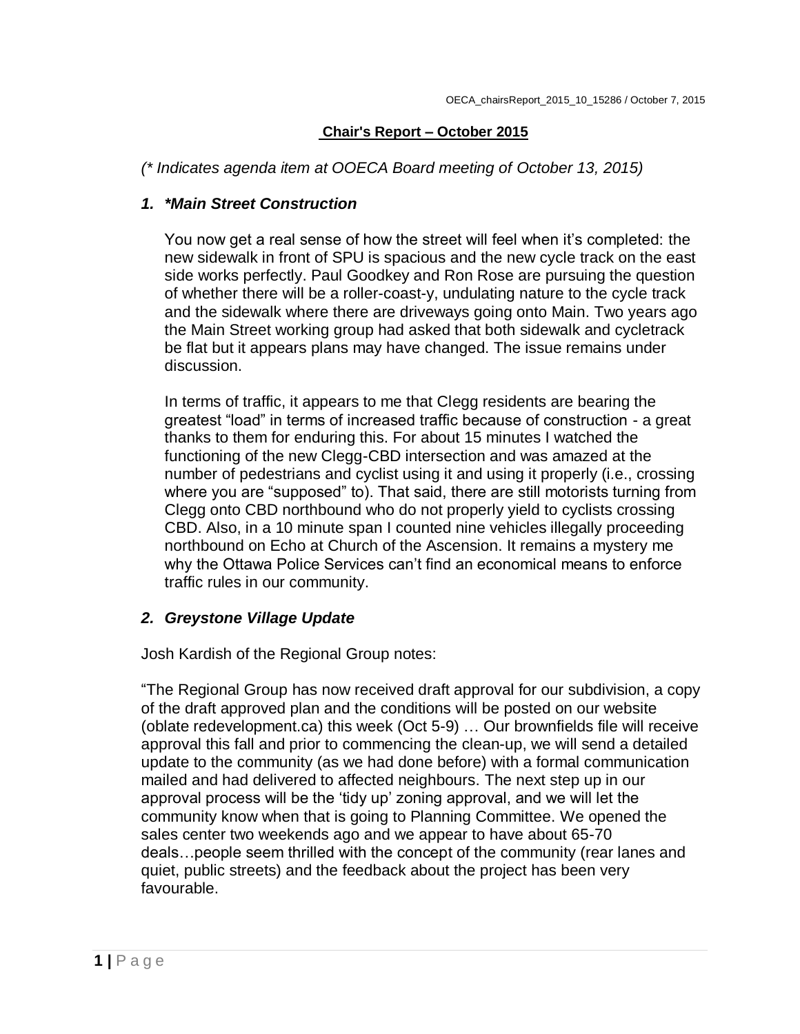## Chair's Report – October 2015

*(* Indicates agenda item at OOECA Board meeting of October 13, 2015)*

### *1. *Main Street Construction*

You now get a real sense of how the street will feel when it's completed: the new sidewalk in front of SPU is spacious and the new cycle track on the east side works perfectly. Paul Goodkey and Ron Rose are pursuing the question of whether there will be a roller-coast-y, undulating nature to the cycle track and the sidewalk where there are driveways going onto Main. Two years ago the Main Street working group had asked that both sidewalk and cycletrack be flat but it appears plans may have changed. The issue remains under discussion.

In terms of traffic, it appears to me that Clegg residents are bearing the greatest "load" in terms of increased traffic because of construction - a great thanks to them for enduring this. For about 15 minutes I watched the functioning of the new Clegg-CBD intersection and was amazed at the number of pedestrians and cyclist using it and using it properly (i.e., crossing where you are "supposed" to). That said, there are still motorists turning from Clegg onto CBD northbound who do not properly yield to cyclists crossing CBD. Also, in a 10 minute span I counted nine vehicles illegally proceeding northbound on Echo at Church of the Ascension. It remains a mystery me why the Ottawa Police Services can't find an economical means to enforce traffic rules in our community.

### *2. Greystone Village Update*

Josh Kardish of the Regional Group notes:

"The Regional Group has now received draft approval for our subdivision, a copy of the draft approved plan and the conditions will be posted on our website (oblate redevelopment.ca) this week (Oct 5-9) … Our brownfields file will receive approval this fall and prior to commencing the clean-up, we will send a detailed update to the community (as we had done before) with a formal communication mailed and had delivered to affected neighbours. The next step up in our approval process will be the 'tidy up' zoning approval, and we will let the community know when that is going to Planning Committee. We opened the sales center two weekends ago and we appear to have about 65-70 deals…people seem thrilled with the concept of the community (rear lanes and quiet, public streets) and the feedback about the project has been very favourable.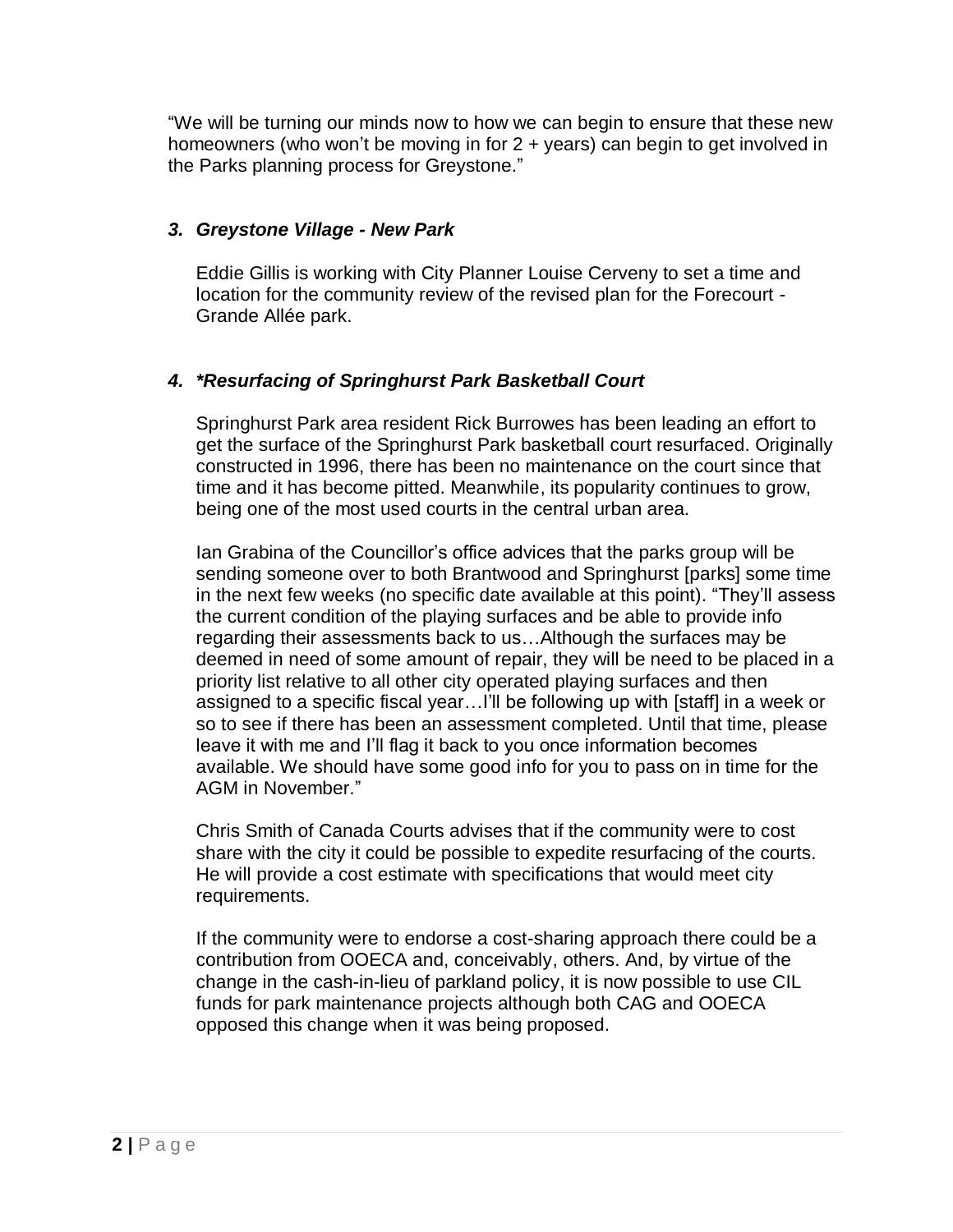“We will be turning our minds now to how we can begin to ensure that these new homeowners (who won’t be moving in for 2 + years) can begin to get involved in the Parks planning process for Greystone.”

### *3. Greystone Village - New Park*

Eddie Gillis is working with City Planner Louise Cerveny to set a time and location for the community review of the revised plan for the Forecourt - Grande Allée park.

### *4. *Resurfacing of Springhurst Park Basketball Court*

Springhurst Park area resident Rick Burrowes has been leading an effort to get the surface of the Springhurst Park basketball court resurfaced. Originally constructed in 1996, there has been no maintenance on the court since that time and it has become pitted. Meanwhile, its popularity continues to grow, being one of the most used courts in the central urban area.

Ian Grabina of the Councillor’s office advices that the parks group will be sending someone over to both Brantwood and Springhurst [parks] some time in the next few weeks (no specific date available at this point). “They’ll assess the current condition of the playing surfaces and be able to provide info regarding their assessments back to us…Although the surfaces may be deemed in need of some amount of repair, they will be need to be placed in a priority list relative to all other city operated playing surfaces and then assigned to a specific fiscal year…I’ll be following up with [staff] in a week or so to see if there has been an assessment completed. Until that time, please leave it with me and I’ll flag it back to you once information becomes available. We should have some good info for you to pass on in time for the AGM in November.”

Chris Smith of Canada Courts advises that if the community were to cost share with the city it could be possible to expedite resurfacing of the courts. He will provide a cost estimate with specifications that would meet city requirements.

If the community were to endorse a cost-sharing approach there could be a contribution from OOECA and, conceivably, others. And, by virtue of the change in the cash-in-lieu of parkland policy, it is now possible to use CIL funds for park maintenance projects although both CAG and OOECA opposed this change when it was being proposed.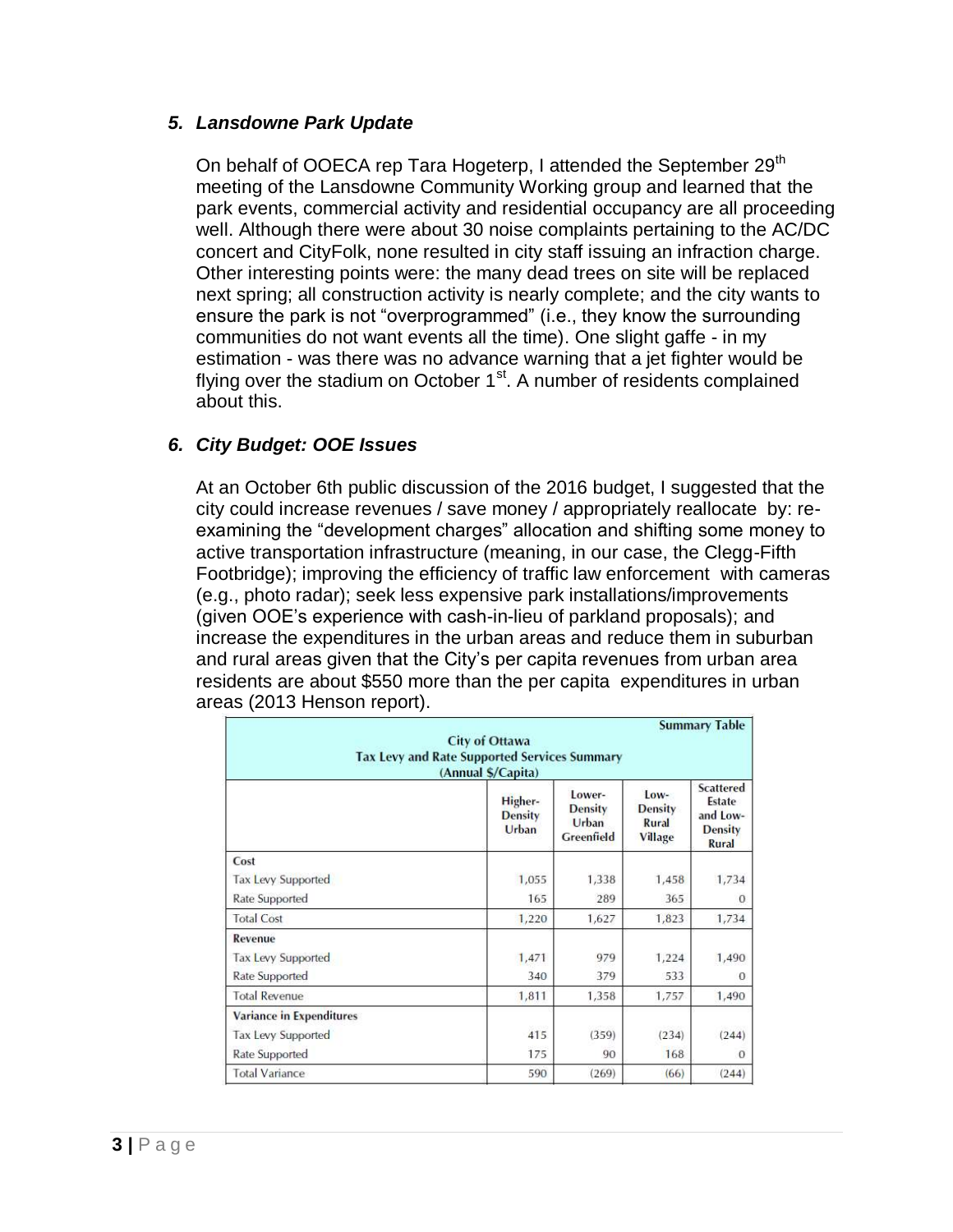### *5. Lansdowne Park Update*

On behalf of OOECA rep Tara Hogeterp, I attended the September 29th meeting of the Lansdowne Community Working group and learned that the park events, commercial activity and residential occupancy are all proceeding well. Although there were about 30 noise complaints pertaining to the AC/DC concert and CityFolk, none resulted in city staff issuing an infraction charge. Other interesting points were: the many dead trees on site will be replaced next spring; all construction activity is nearly complete; and the city wants to ensure the park is not "overprogrammed" (i.e., they know the surrounding communities do not want events all the time). One slight gaffe - in my estimation - was there was no advance warning that a jet fighter would be flying over the stadium on October 1st. A number of residents complained about this.

### *6. City Budget: OOE Issues*

At an October 6th public discussion of the 2016 budget, I suggested that the city could increase revenues / save money / appropriately reallocate by: re-examining the "development charges" allocation and shifting some money to active transportation infrastructure (meaning, in our case, the Clegg-Fifth Footbridge); improving the efficiency of traffic law enforcement with cameras (e.g., photo radar); seek less expensive park installations/improvements (given OOE's experience with cash-in-lieu of parkland proposals); and increase the expenditures in the urban areas and reduce them in suburban and rural areas given that the City's per capita revenues from urban area residents are about $550 more than the per capita expenditures in urban areas (2013 Henson report).

**Summary Table**

**City of Ottawa**
**Tax Levy and Rate Supported Services Summary**
**(Annual $/Capita)**

| | Higher-Density Urban | Lower-Density Urban Greenfield | Low-Density Rural Village | Scattered Estate and Low-Density Rural |
|---|---|---|---|---|
| **Cost** | | | | |
| Tax Levy Supported | 1,055 | 1,338 | 1,458 | 1,734 |
| Rate Supported | 165 | 289 | 365 | 0 |
| Total Cost | 1,220 | 1,627 | 1,823 | 1,734 |
| **Revenue** | | | | |
| Tax Levy Supported | 1,471 | 979 | 1,224 | 1,490 |
| Rate Supported | 340 | 379 | 533 | 0 |
| Total Revenue | 1,811 | 1,358 | 1,757 | 1,490 |
| **Variance in Expenditures** | | | | |
| Tax Levy Supported | 415 | (359) | (234) | (244) |
| Rate Supported | 175 | 90 | 168 | 0 |
| Total Variance | 590 | (269) | (66) | (244) |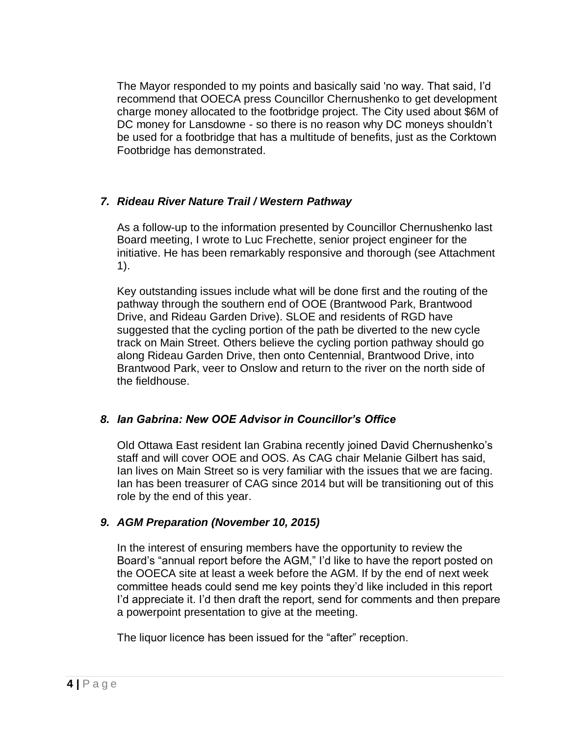The Mayor responded to my points and basically said 'no way. That said, I'd recommend that OOECA press Councillor Chernushenko to get development charge money allocated to the footbridge project. The City used about $6M of DC money for Lansdowne - so there is no reason why DC moneys shouldn't be used for a footbridge that has a multitude of benefits, just as the Corktown Footbridge has demonstrated.

### *7. Rideau River Nature Trail / Western Pathway*

As a follow-up to the information presented by Councillor Chernushenko last Board meeting, I wrote to Luc Frechette, senior project engineer for the initiative. He has been remarkably responsive and thorough (see Attachment 1).

Key outstanding issues include what will be done first and the routing of the pathway through the southern end of OOE (Brantwood Park, Brantwood Drive, and Rideau Garden Drive). SLOE and residents of RGD have suggested that the cycling portion of the path be diverted to the new cycle track on Main Street. Others believe the cycling portion pathway should go along Rideau Garden Drive, then onto Centennial, Brantwood Drive, into Brantwood Park, veer to Onslow and return to the river on the north side of the fieldhouse.

### *8. Ian Gabrina: New OOE Advisor in Councillor's Office*

Old Ottawa East resident Ian Grabina recently joined David Chernushenko's staff and will cover OOE and OOS. As CAG chair Melanie Gilbert has said, Ian lives on Main Street so is very familiar with the issues that we are facing. Ian has been treasurer of CAG since 2014 but will be transitioning out of this role by the end of this year.

### *9. AGM Preparation (November 10, 2015)*

In the interest of ensuring members have the opportunity to review the Board's "annual report before the AGM," I'd like to have the report posted on the OOECA site at least a week before the AGM. If by the end of next week committee heads could send me key points they'd like included in this report I'd appreciate it. I'd then draft the report, send for comments and then prepare a powerpoint presentation to give at the meeting.

The liquor licence has been issued for the "after" reception.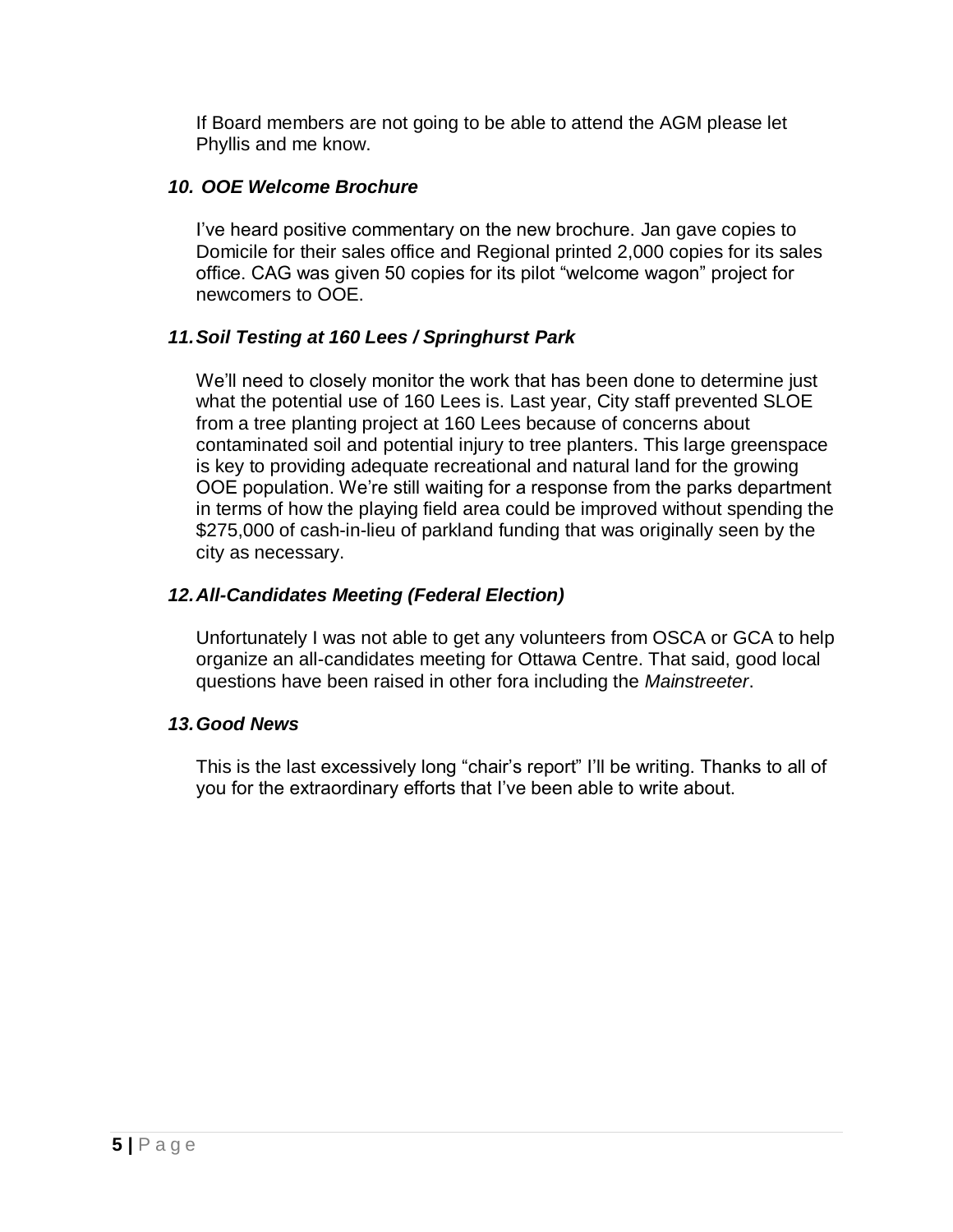If Board members are not going to be able to attend the AGM please let Phyllis and me know.

### *10. OOE Welcome Brochure*

I've heard positive commentary on the new brochure. Jan gave copies to Domicile for their sales office and Regional printed 2,000 copies for its sales office. CAG was given 50 copies for its pilot "welcome wagon" project for newcomers to OOE.

### *11. Soil Testing at 160 Lees / Springhurst Park*

We'll need to closely monitor the work that has been done to determine just what the potential use of 160 Lees is. Last year, City staff prevented SLOE from a tree planting project at 160 Lees because of concerns about contaminated soil and potential injury to tree planters. This large greenspace is key to providing adequate recreational and natural land for the growing OOE population. We're still waiting for a response from the parks department in terms of how the playing field area could be improved without spending the $275,000 of cash-in-lieu of parkland funding that was originally seen by the city as necessary.

### *12. All-Candidates Meeting (Federal Election)*

Unfortunately I was not able to get any volunteers from OSCA or GCA to help organize an all-candidates meeting for Ottawa Centre. That said, good local questions have been raised in other fora including the *Mainstreeter*.

### *13. Good News*

This is the last excessively long "chair's report" I'll be writing. Thanks to all of you for the extraordinary efforts that I've been able to write about.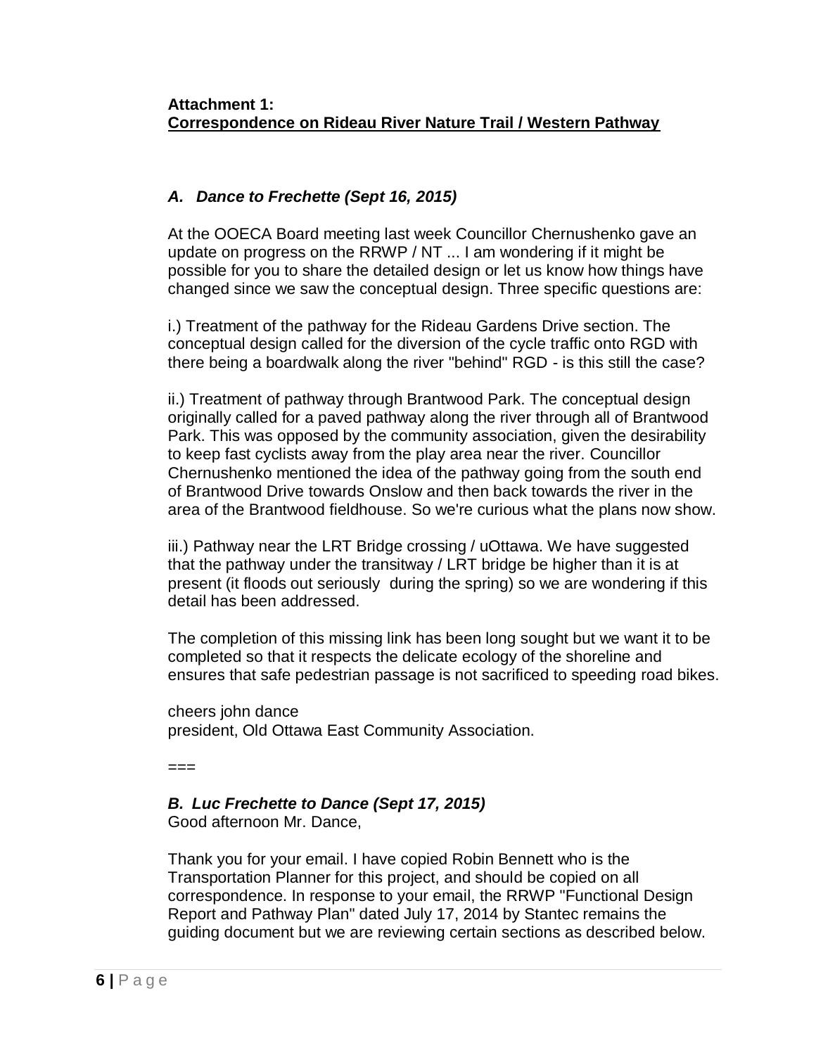**Attachment 1:**
**Correspondence on Rideau River Nature Trail / Western Pathway**

### *A. Dance to Frechette (Sept 16, 2015)*

At the OOECA Board meeting last week Councillor Chernushenko gave an update on progress on the RRWP / NT ... I am wondering if it might be possible for you to share the detailed design or let us know how things have changed since we saw the conceptual design. Three specific questions are:

i.) Treatment of the pathway for the Rideau Gardens Drive section. The conceptual design called for the diversion of the cycle traffic onto RGD with there being a boardwalk along the river "behind" RGD - is this still the case?

ii.) Treatment of pathway through Brantwood Park. The conceptual design originally called for a paved pathway along the river through all of Brantwood Park. This was opposed by the community association, given the desirability to keep fast cyclists away from the play area near the river. Councillor Chernushenko mentioned the idea of the pathway going from the south end of Brantwood Drive towards Onslow and then back towards the river in the area of the Brantwood fieldhouse. So we're curious what the plans now show.

iii.) Pathway near the LRT Bridge crossing / uOttawa. We have suggested that the pathway under the transitway / LRT bridge be higher than it is at present (it floods out seriously during the spring) so we are wondering if this detail has been addressed.

The completion of this missing link has been long sought but we want it to be completed so that it respects the delicate ecology of the shoreline and ensures that safe pedestrian passage is not sacrificed to speeding road bikes.

cheers john dance
president, Old Ottawa East Community Association.

===

### *B. Luc Frechette to Dance (Sept 17, 2015)*

Good afternoon Mr. Dance,

Thank you for your email. I have copied Robin Bennett who is the Transportation Planner for this project, and should be copied on all correspondence. In response to your email, the RRWP "Functional Design Report and Pathway Plan" dated July 17, 2014 by Stantec remains the guiding document but we are reviewing certain sections as described below.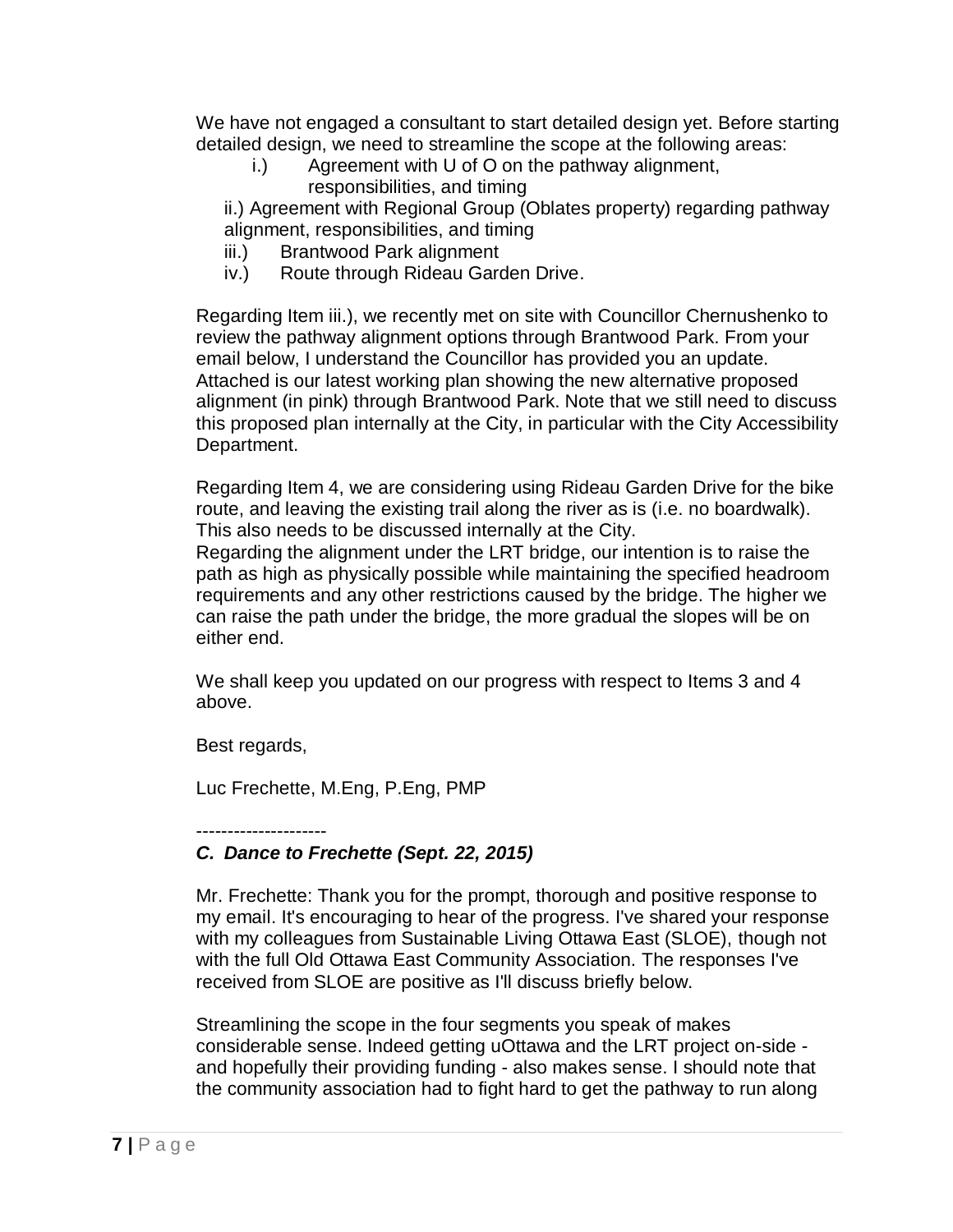We have not engaged a consultant to start detailed design yet. Before starting detailed design, we need to streamline the scope at the following areas:

i.) Agreement with U of O on the pathway alignment, responsibilities, and timing

ii.) Agreement with Regional Group (Oblates property) regarding pathway alignment, responsibilities, and timing

iii.) Brantwood Park alignment

iv.) Route through Rideau Garden Drive.

Regarding Item iii.), we recently met on site with Councillor Chernushenko to review the pathway alignment options through Brantwood Park. From your email below, I understand the Councillor has provided you an update. Attached is our latest working plan showing the new alternative proposed alignment (in pink) through Brantwood Park. Note that we still need to discuss this proposed plan internally at the City, in particular with the City Accessibility Department.

Regarding Item 4, we are considering using Rideau Garden Drive for the bike route, and leaving the existing trail along the river as is (i.e. no boardwalk). This also needs to be discussed internally at the City.

Regarding the alignment under the LRT bridge, our intention is to raise the path as high as physically possible while maintaining the specified headroom requirements and any other restrictions caused by the bridge. The higher we can raise the path under the bridge, the more gradual the slopes will be on either end.

We shall keep you updated on our progress with respect to Items 3 and 4 above.

Best regards,

Luc Frechette, M.Eng, P.Eng, PMP

---------------------

### *C. Dance to Frechette (Sept. 22, 2015)*

Mr. Frechette: Thank you for the prompt, thorough and positive response to my email. It's encouraging to hear of the progress. I've shared your response with my colleagues from Sustainable Living Ottawa East (SLOE), though not with the full Old Ottawa East Community Association. The responses I've received from SLOE are positive as I'll discuss briefly below.

Streamlining the scope in the four segments you speak of makes considerable sense. Indeed getting uOttawa and the LRT project on-side - and hopefully their providing funding - also makes sense. I should note that the community association had to fight hard to get the pathway to run along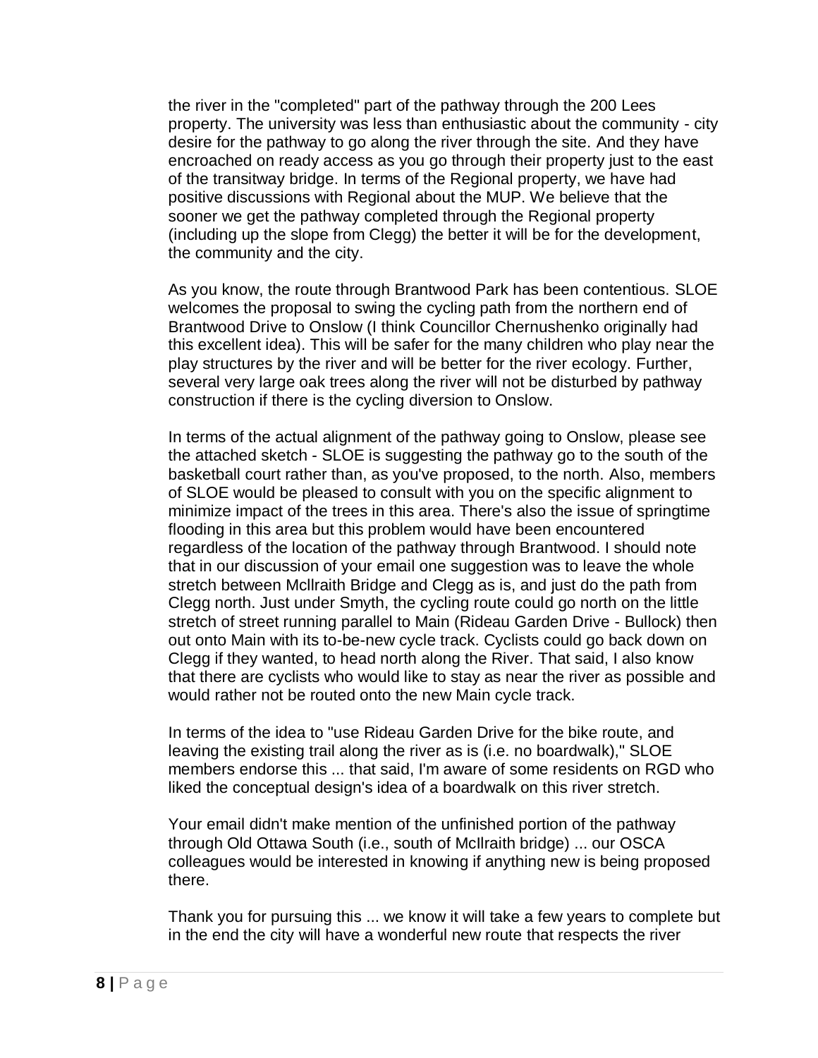the river in the "completed" part of the pathway through the 200 Lees property. The university was less than enthusiastic about the community - city desire for the pathway to go along the river through the site. And they have encroached on ready access as you go through their property just to the east of the transitway bridge. In terms of the Regional property, we have had positive discussions with Regional about the MUP. We believe that the sooner we get the pathway completed through the Regional property (including up the slope from Clegg) the better it will be for the development, the community and the city.

As you know, the route through Brantwood Park has been contentious. SLOE welcomes the proposal to swing the cycling path from the northern end of Brantwood Drive to Onslow (I think Councillor Chernushenko originally had this excellent idea). This will be safer for the many children who play near the play structures by the river and will be better for the river ecology. Further, several very large oak trees along the river will not be disturbed by pathway construction if there is the cycling diversion to Onslow.

In terms of the actual alignment of the pathway going to Onslow, please see the attached sketch - SLOE is suggesting the pathway go to the south of the basketball court rather than, as you've proposed, to the north. Also, members of SLOE would be pleased to consult with you on the specific alignment to minimize impact of the trees in this area. There's also the issue of springtime flooding in this area but this problem would have been encountered regardless of the location of the pathway through Brantwood. I should note that in our discussion of your email one suggestion was to leave the whole stretch between McIlraith Bridge and Clegg as is, and just do the path from Clegg north. Just under Smyth, the cycling route could go north on the little stretch of street running parallel to Main (Rideau Garden Drive - Bullock) then out onto Main with its to-be-new cycle track. Cyclists could go back down on Clegg if they wanted, to head north along the River. That said, I also know that there are cyclists who would like to stay as near the river as possible and would rather not be routed onto the new Main cycle track.

In terms of the idea to "use Rideau Garden Drive for the bike route, and leaving the existing trail along the river as is (i.e. no boardwalk)," SLOE members endorse this ... that said, I'm aware of some residents on RGD who liked the conceptual design's idea of a boardwalk on this river stretch.

Your email didn't make mention of the unfinished portion of the pathway through Old Ottawa South (i.e., south of McIlraith bridge) ... our OSCA colleagues would be interested in knowing if anything new is being proposed there.

Thank you for pursuing this ... we know it will take a few years to complete but in the end the city will have a wonderful new route that respects the river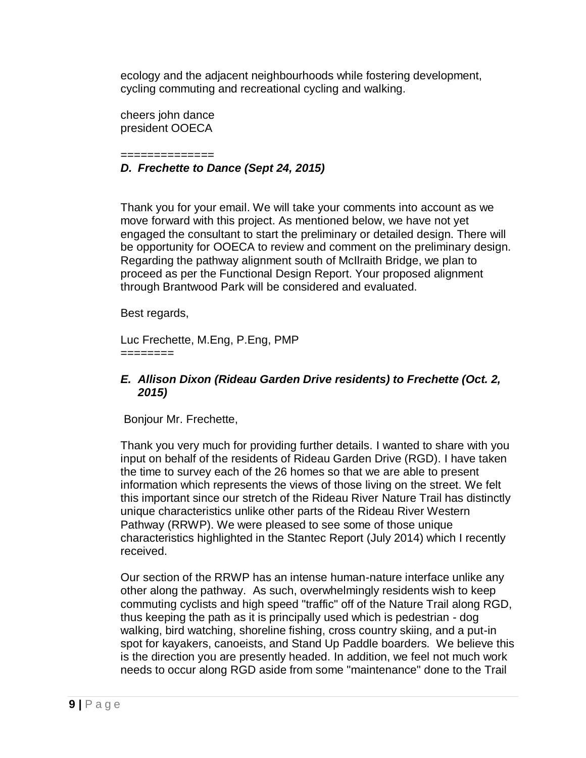ecology and the adjacent neighbourhoods while fostering development, cycling commuting and recreational cycling and walking.

cheers john dance
president OOECA

==============

### *D. Frechette to Dance (Sept 24, 2015)*

Thank you for your email. We will take your comments into account as we move forward with this project. As mentioned below, we have not yet engaged the consultant to start the preliminary or detailed design. There will be opportunity for OOECA to review and comment on the preliminary design. Regarding the pathway alignment south of McIlraith Bridge, we plan to proceed as per the Functional Design Report. Your proposed alignment through Brantwood Park will be considered and evaluated.

Best regards,

Luc Frechette, M.Eng, P.Eng, PMP
========

### *E. Allison Dixon (Rideau Garden Drive residents) to Frechette (Oct. 2, 2015)*

Bonjour Mr. Frechette,

Thank you very much for providing further details. I wanted to share with you input on behalf of the residents of Rideau Garden Drive (RGD). I have taken the time to survey each of the 26 homes so that we are able to present information which represents the views of those living on the street. We felt this important since our stretch of the Rideau River Nature Trail has distinctly unique characteristics unlike other parts of the Rideau River Western Pathway (RRWP). We were pleased to see some of those unique characteristics highlighted in the Stantec Report (July 2014) which I recently received.

Our section of the RRWP has an intense human-nature interface unlike any other along the pathway. As such, overwhelmingly residents wish to keep commuting cyclists and high speed "traffic" off of the Nature Trail along RGD, thus keeping the path as it is principally used which is pedestrian - dog walking, bird watching, shoreline fishing, cross country skiing, and a put-in spot for kayakers, canoeists, and Stand Up Paddle boarders. We believe this is the direction you are presently headed. In addition, we feel not much work needs to occur along RGD aside from some "maintenance" done to the Trail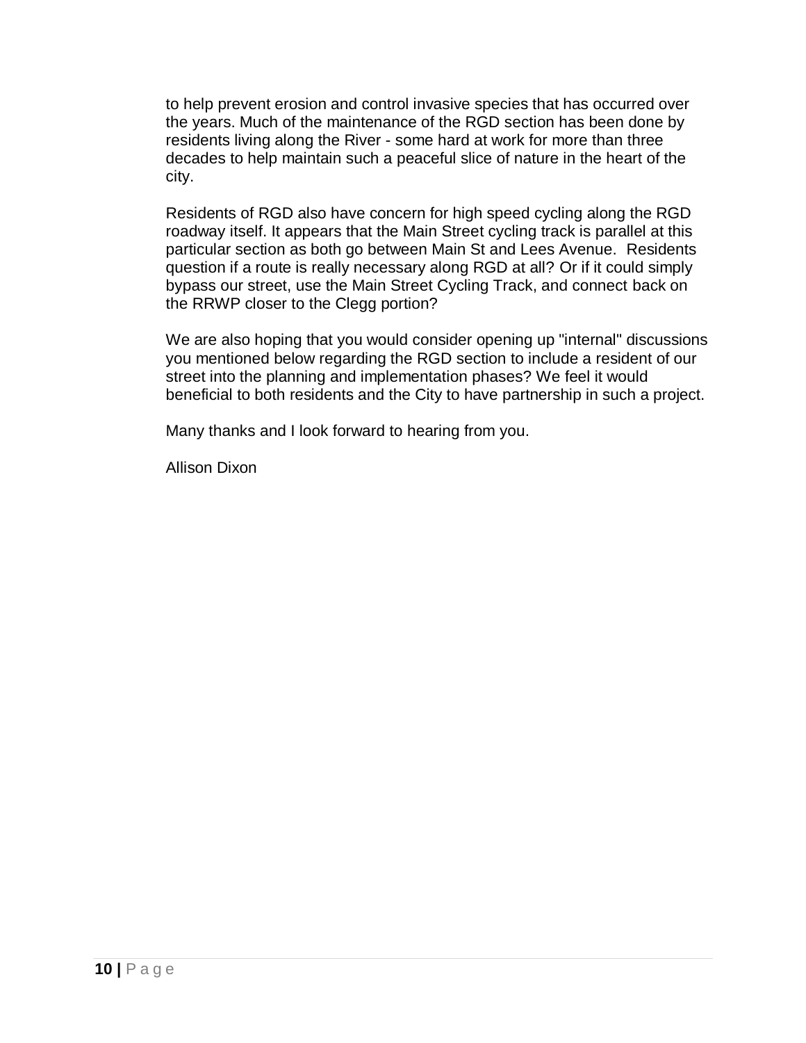to help prevent erosion and control invasive species that has occurred over the years. Much of the maintenance of the RGD section has been done by residents living along the River - some hard at work for more than three decades to help maintain such a peaceful slice of nature in the heart of the city.

Residents of RGD also have concern for high speed cycling along the RGD roadway itself. It appears that the Main Street cycling track is parallel at this particular section as both go between Main St and Lees Avenue. Residents question if a route is really necessary along RGD at all? Or if it could simply bypass our street, use the Main Street Cycling Track, and connect back on the RRWP closer to the Clegg portion?

We are also hoping that you would consider opening up "internal" discussions you mentioned below regarding the RGD section to include a resident of our street into the planning and implementation phases? We feel it would beneficial to both residents and the City to have partnership in such a project.

Many thanks and I look forward to hearing from you.

Allison Dixon